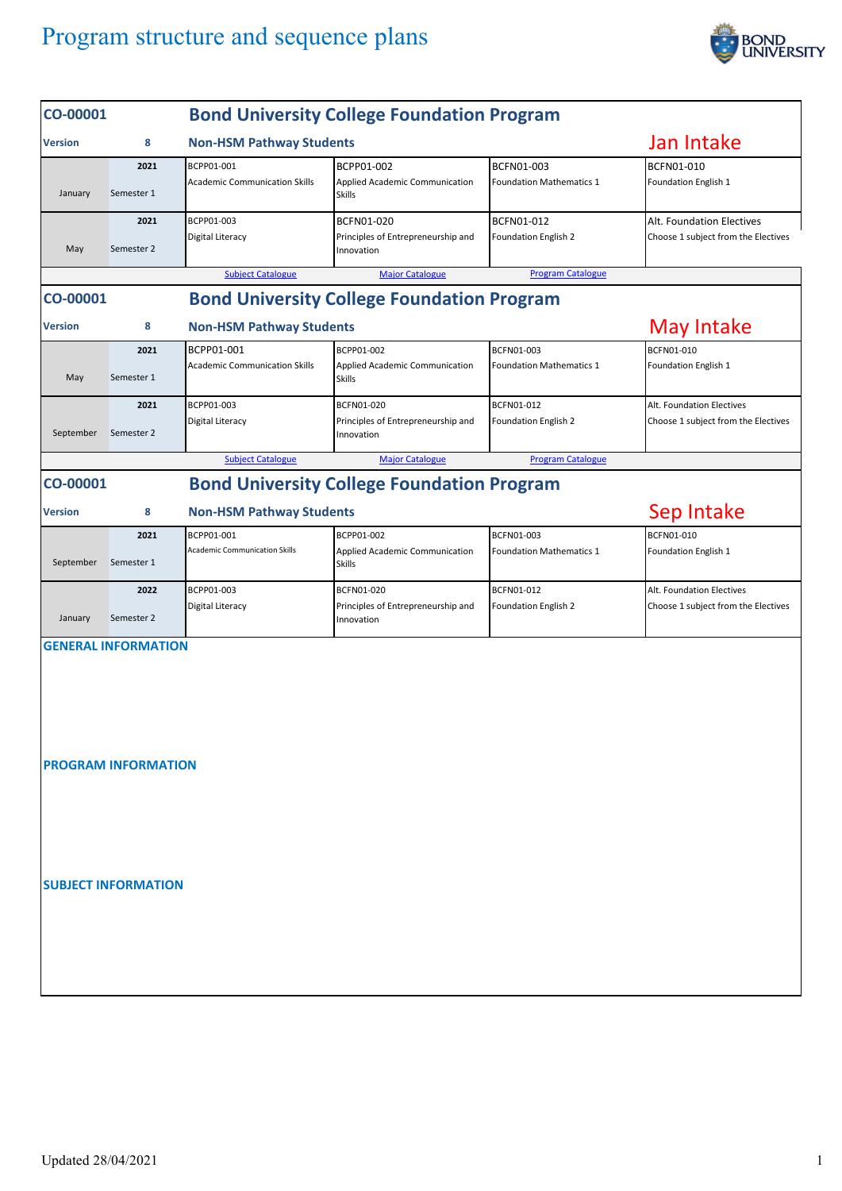# Program structure and sequence plans

## CO-00001 Bond University College Foundation Program

**Version** 8 — **Non-HSM Pathway Students** — Jan Intake

| Month | Semester | | | | |
|---|---|---|---|---|---|
| January | 2021 Semester 1 | BCPP01-001 Academic Communication Skills | BCPP01-002 Applied Academic Communication Skills | BCFN01-003 Foundation Mathematics 1 | BCFN01-010 Foundation English 1 |
| May | 2021 Semester 2 | BCPP01-003 Digital Literacy | BCFN01-020 Principles of Entrepreneurship and Innovation | BCFN01-012 Foundation English 2 | Alt. Foundation Electives Choose 1 subject from the Electives |

Subject Catalogue | Major Catalogue | Program Catalogue

## CO-00001 Bond University College Foundation Program

**Version** 8 — **Non-HSM Pathway Students** — May Intake

| Month | Semester | | | | |
|---|---|---|---|---|---|
| May | 2021 Semester 1 | BCPP01-001 Academic Communication Skills | BCPP01-002 Applied Academic Communication Skills | BCFN01-003 Foundation Mathematics 1 | BCFN01-010 Foundation English 1 |
| September | 2021 Semester 2 | BCPP01-003 Digital Literacy | BCFN01-020 Principles of Entrepreneurship and Innovation | BCFN01-012 Foundation English 2 | Alt. Foundation Electives Choose 1 subject from the Electives |

Subject Catalogue | Major Catalogue | Program Catalogue

## CO-00001 Bond University College Foundation Program

**Version** 8 — **Non-HSM Pathway Students** — Sep Intake

| Month | Semester | | | | |
|---|---|---|---|---|---|
| September | 2021 Semester 1 | BCPP01-001 Academic Communication Skills | BCPP01-002 Applied Academic Communication Skills | BCFN01-003 Foundation Mathematics 1 | BCFN01-010 Foundation English 1 |
| January | 2022 Semester 2 | BCPP01-003 Digital Literacy | BCFN01-020 Principles of Entrepreneurship and Innovation | BCFN01-012 Foundation English 2 | Alt. Foundation Electives Choose 1 subject from the Electives |

### GENERAL INFORMATION

### PROGRAM INFORMATION

### SUBJECT INFORMATION

Updated 28/04/2021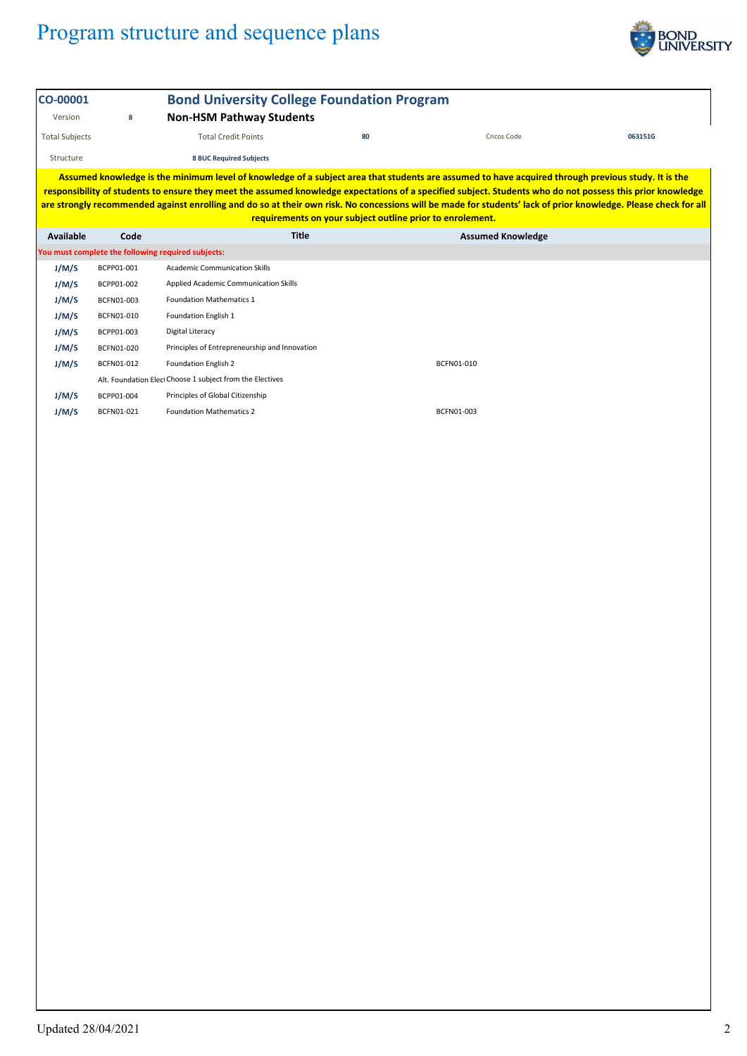# Program structure and sequence plans

## CO-00001 Bond University College Foundation Program

**Non-HSM Pathway Students**

| | | | | |
|---|---|---|---|---|
| Version | 8 | | | |
| Total Subjects | Total Credit Points | 80 | Cricos Code | 063151G |
| Structure | **8 BUC Required Subjects** | | | |

**Assumed knowledge is the minimum level of knowledge of a subject area that students are assumed to have acquired through previous study. It is the responsibility of students to ensure they meet the assumed knowledge expectations of a specified subject. Students who do not possess this prior knowledge are strongly recommended against enrolling and do so at their own risk. No concessions will be made for students' lack of prior knowledge. Please check for all requirements on your subject outline prior to enrolement.**

| Available | Code | Title | Assumed Knowledge |
|---|---|---|---|
| **You must complete the following required subjects:** | | | |
| J/M/S | BCPP01-001 | Academic Communication Skills | |
| J/M/S | BCPP01-002 | Applied Academic Communication Skills | |
| J/M/S | BCFN01-003 | Foundation Mathematics 1 | |
| J/M/S | BCFN01-010 | Foundation English 1 | |
| J/M/S | BCPP01-003 | Digital Literacy | |
| J/M/S | BCFN01-020 | Principles of Entrepreneurship and Innovation | |
| J/M/S | BCFN01-012 | Foundation English 2 | BCFN01-010 |
| | Alt. Foundation Elect | Choose 1 subject from the Electives | |
| J/M/S | BCPP01-004 | Principles of Global Citizenship | |
| J/M/S | BCFN01-021 | Foundation Mathematics 2 | BCFN01-003 |

Updated 28/04/2021